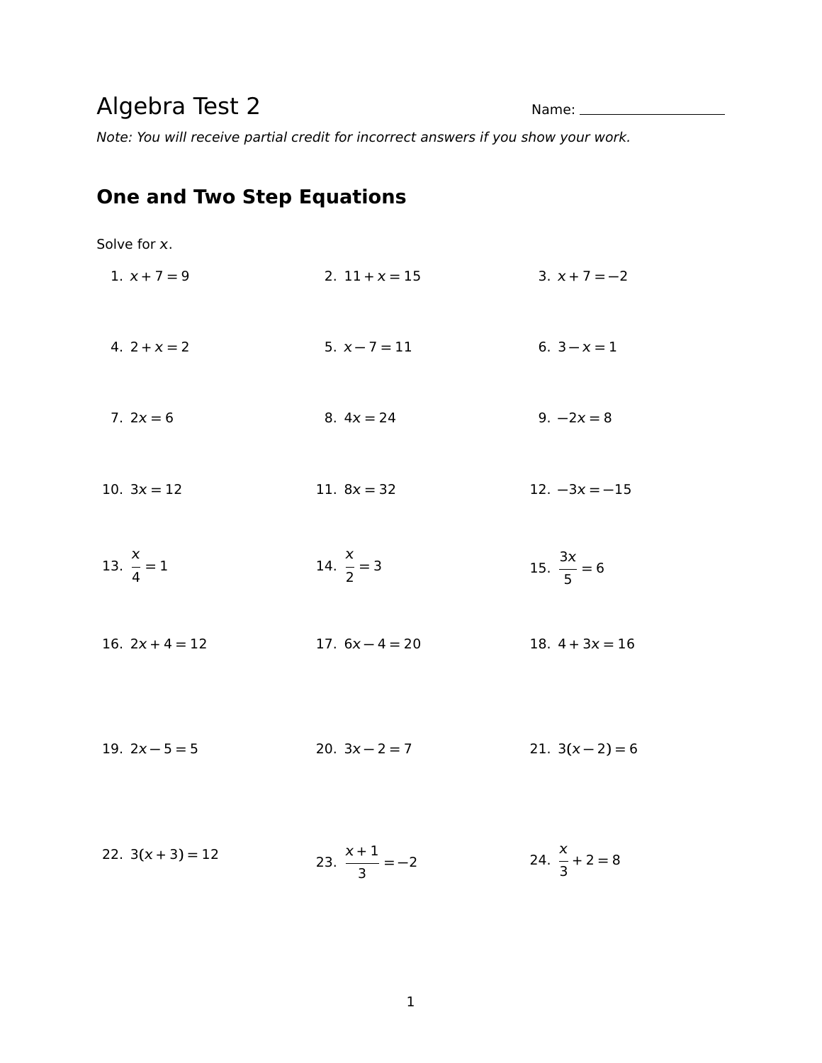# Algebra Test 2

Name: ____________________

*Note: You will receive partial credit for incorrect answers if you show your work.*

## One and Two Step Equations

Solve for $x$.

1. $x+7=9$
2. $11+x=15$
3. $x+7=-2$
4. $2+x=2$
5. $x-7=11$
6. $3-x=1$
7. $2x=6$
8. $4x=24$
9. $-2x=8$
10. $3x=12$
11. $8x=32$
12. $-3x=-15$
13. $\frac{x}{4}=1$
14. $\frac{x}{2}=3$
15. $\frac{3x}{5}=6$
16. $2x+4=12$
17. $6x-4=20$
18. $4+3x=16$
19. $2x-5=5$
20. $3x-2=7$
21. $3(x-2)=6$
22. $3(x+3)=12$
23. $\frac{x+1}{3}=-2$
24. $\frac{x}{3}+2=8$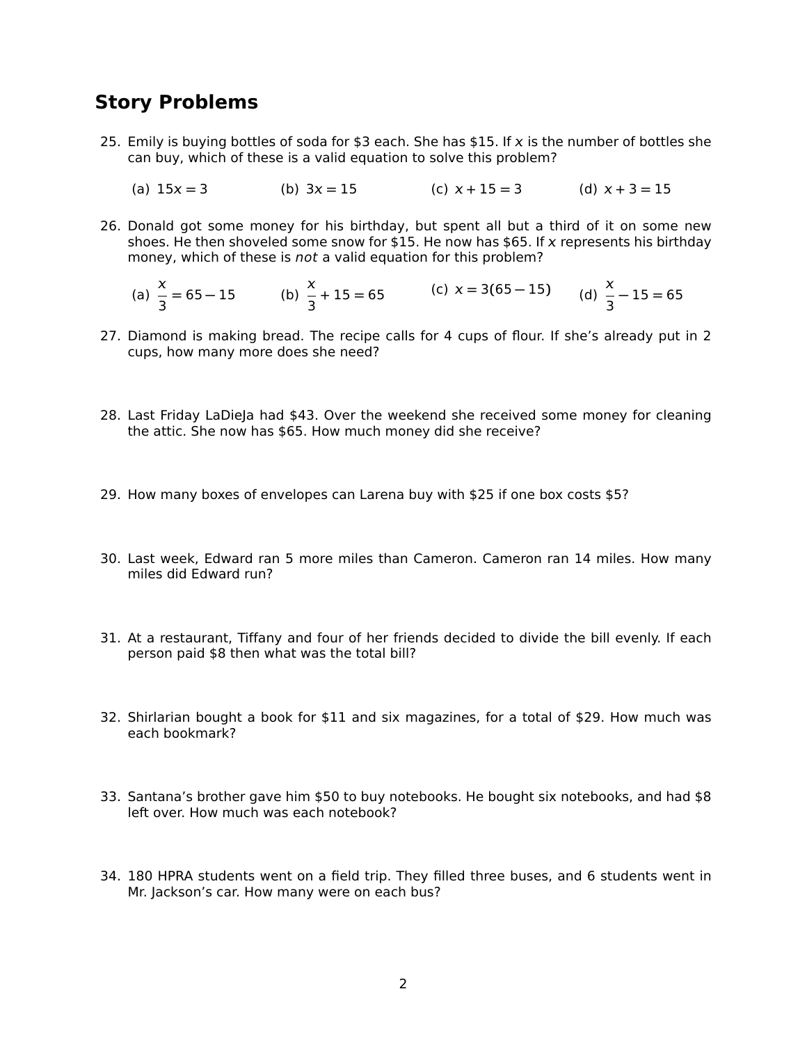## Story Problems

25. Emily is buying bottles of soda for \$3 each. She has \$15. If $x$ is the number of bottles she can buy, which of these is a valid equation to solve this problem?

    (a) $15x = 3$ (b) $3x = 15$ (c) $x + 15 = 3$ (d) $x + 3 = 15$

26. Donald got some money for his birthday, but spent all but a third of it on some new shoes. He then shoveled some snow for \$15. He now has \$65. If $x$ represents his birthday money, which of these is *not* a valid equation for this problem?

    (a) $\dfrac{x}{3} = 65 - 15$ (b) $\dfrac{x}{3} + 15 = 65$ (c) $x = 3(65 - 15)$ (d) $\dfrac{x}{3} - 15 = 65$

27. Diamond is making bread. The recipe calls for 4 cups of flour. If she's already put in 2 cups, how many more does she need?

28. Last Friday LaDieJa had \$43. Over the weekend she received some money for cleaning the attic. She now has \$65. How much money did she receive?

29. How many boxes of envelopes can Larena buy with \$25 if one box costs \$5?

30. Last week, Edward ran 5 more miles than Cameron. Cameron ran 14 miles. How many miles did Edward run?

31. At a restaurant, Tiffany and four of her friends decided to divide the bill evenly. If each person paid \$8 then what was the total bill?

32. Shirlarian bought a book for \$11 and six magazines, for a total of \$29. How much was each bookmark?

33. Santana's brother gave him \$50 to buy notebooks. He bought six notebooks, and had \$8 left over. How much was each notebook?

34. 180 HPRA students went on a field trip. They filled three buses, and 6 students went in Mr. Jackson's car. How many were on each bus?